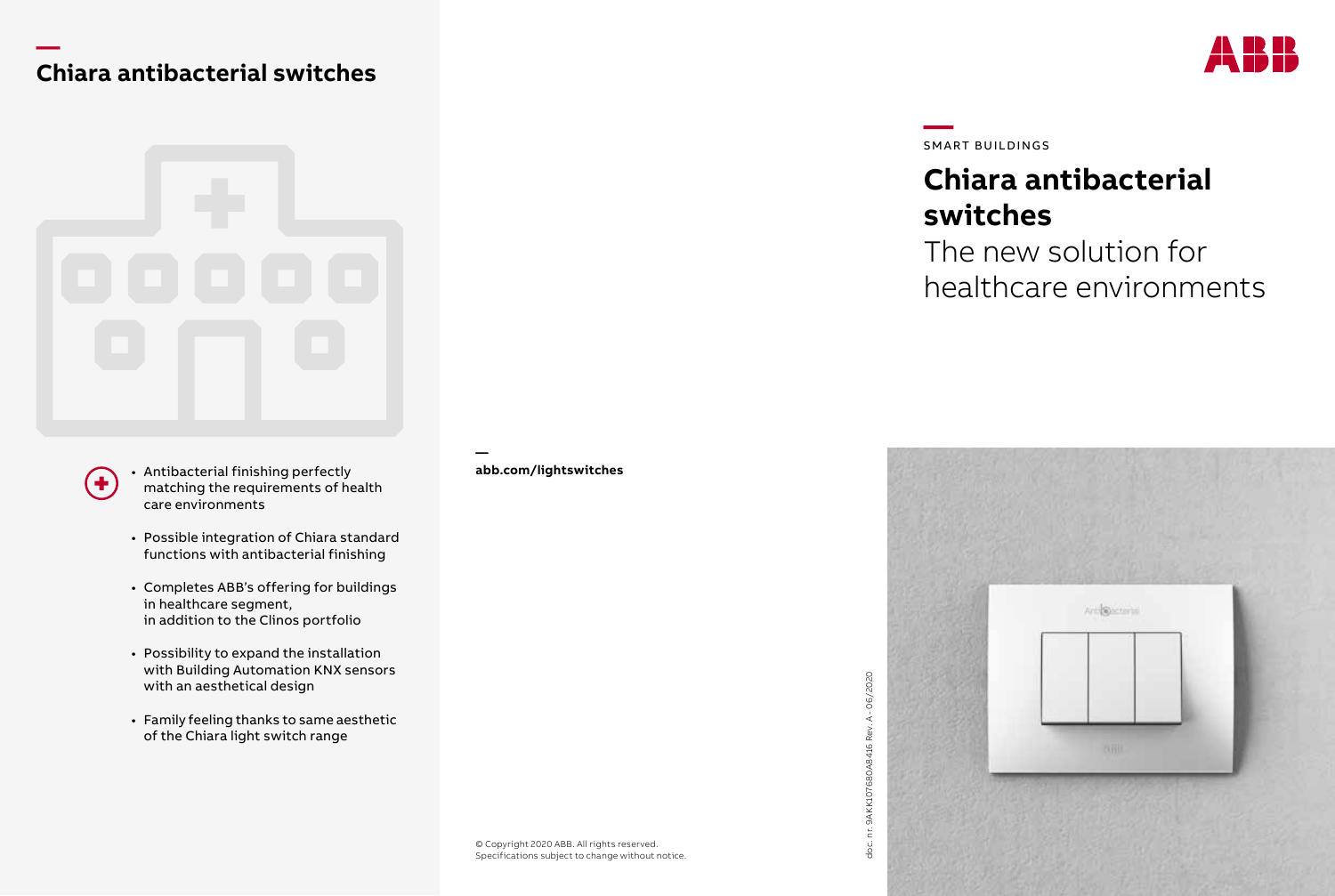## Chiara antibacterial switches

- Antibacterial finishing perfectly matching the requirements of health care environments
- Possible integration of Chiara standard functions with antibacterial finishing
- Completes ABB's offering for buildings in healthcare segment, in addition to the Clinos portfolio
- Possibility to expand the installation with Building Automation KNX sensors with an aesthetical design
- Family feeling thanks to same aesthetic of the Chiara light switch range

—

**abb.com/lightswitches**

© Copyright 2020 ABB. All rights reserved.
Specifications subject to change without notice.

doc. nr. 9AKK107680A8416 Rev. A - 06/2020

ABB

SMART BUILDINGS

# Chiara antibacterial switches

The new solution for healthcare environments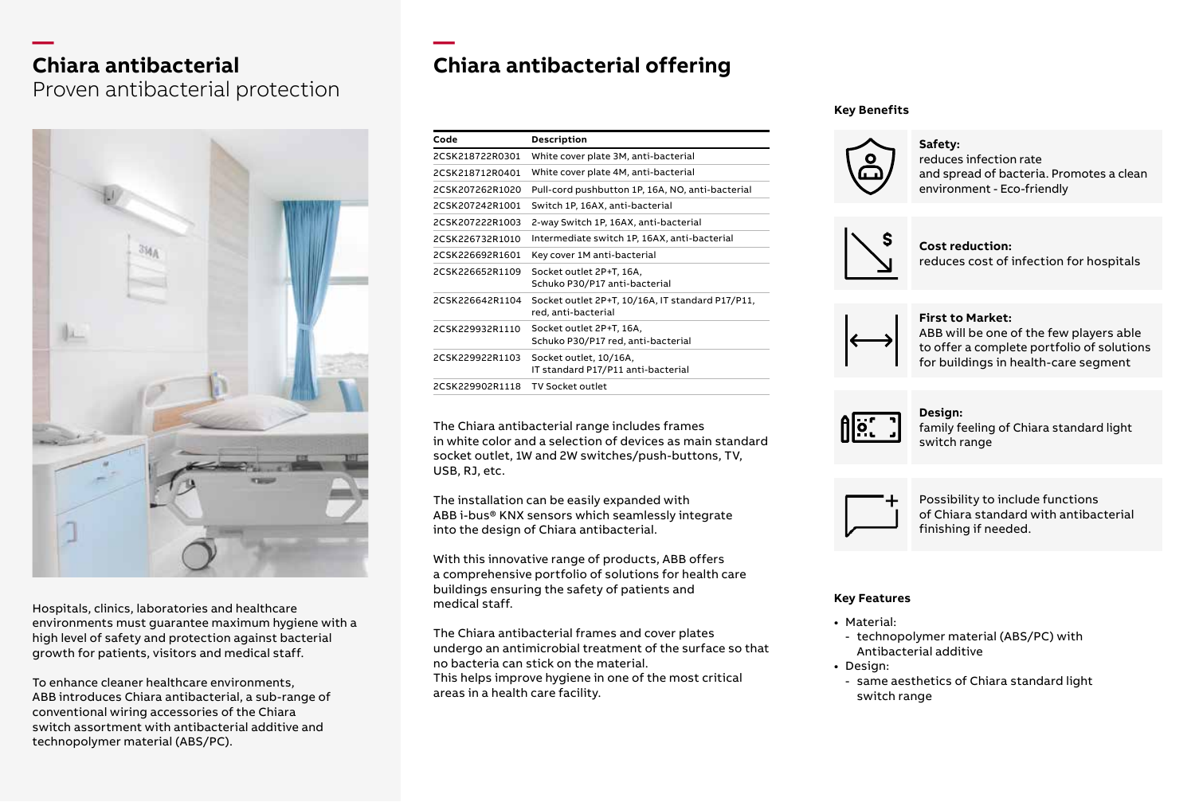# Chiara antibacterial

Proven antibacterial protection

Hospitals, clinics, laboratories and healthcare environments must guarantee maximum hygiene with a high level of safety and protection against bacterial growth for patients, visitors and medical staff.

To enhance cleaner healthcare environments, ABB introduces Chiara antibacterial, a sub-range of conventional wiring accessories of the Chiara switch assortment with antibacterial additive and technopolymer material (ABS/PC).

# Chiara antibacterial offering

| Code | Description |
| --- | --- |
| 2CSK218722R0301 | White cover plate 3M, anti-bacterial |
| 2CSK218712R0401 | White cover plate 4M, anti-bacterial |
| 2CSK207262R1020 | Pull-cord pushbutton 1P, 16A, NO, anti-bacterial |
| 2CSK207242R1001 | Switch 1P, 16AX, anti-bacterial |
| 2CSK207222R1003 | 2-way Switch 1P, 16AX, anti-bacterial |
| 2CSK226732R1010 | Intermediate switch 1P, 16AX, anti-bacterial |
| 2CSK226692R1601 | Key cover 1M anti-bacterial |
| 2CSK226652R1109 | Socket outlet 2P+T, 16A, Schuko P30/P17 anti-bacterial |
| 2CSK226642R1104 | Socket outlet 2P+T, 10/16A, IT standard P17/P11, red, anti-bacterial |
| 2CSK229932R1110 | Socket outlet 2P+T, 16A, Schuko P30/P17 red, anti-bacterial |
| 2CSK229922R1103 | Socket outlet, 10/16A, IT standard P17/P11 anti-bacterial |
| 2CSK229902R1118 | TV Socket outlet |

The Chiara antibacterial range includes frames in white color and a selection of devices as main standard socket outlet, 1W and 2W switches/push-buttons, TV, USB, RJ, etc.

The installation can be easily expanded with ABB i-bus® KNX sensors which seamlessly integrate into the design of Chiara antibacterial.

With this innovative range of products, ABB offers a comprehensive portfolio of solutions for health care buildings ensuring the safety of patients and medical staff.

The Chiara antibacterial frames and cover plates undergo an antimicrobial treatment of the surface so that no bacteria can stick on the material.
This helps improve hygiene in one of the most critical areas in a health care facility.

### Key Benefits

**Safety:**
reduces infection rate and spread of bacteria. Promotes a clean environment - Eco-friendly

**Cost reduction:**
reduces cost of infection for hospitals

**First to Market:**
ABB will be one of the few players able to offer a complete portfolio of solutions for buildings in health-care segment

**Design:**
family feeling of Chiara standard light switch range

Possibility to include functions of Chiara standard with antibacterial finishing if needed.

### Key Features

- Material:
  - technopolymer material (ABS/PC) with Antibacterial additive
- Design:
  - same aesthetics of Chiara standard light switch range